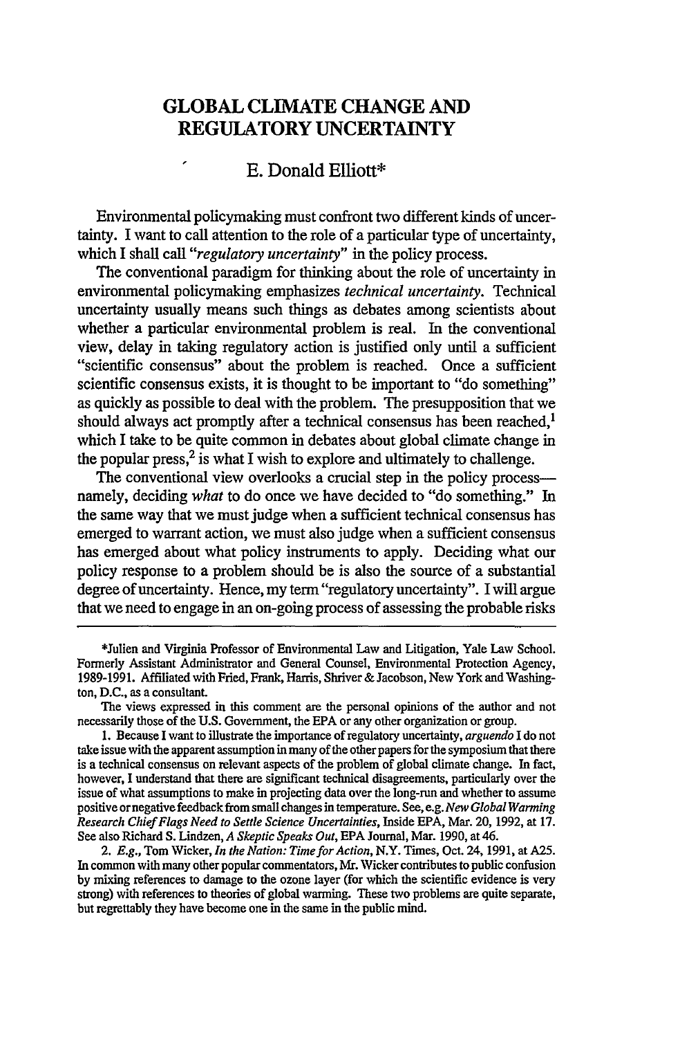# GLOBAL CLIMATE CHANGE AND REGULATORY UNCERTAINTY

E. Donald Elliott*

Environmental policymaking must confront two different kinds of uncertainty. I want to call attention to the role of a particular type of uncertainty, which I shall call *"regulatory uncertainty"* in the policy process.

The conventional paradigm for thinking about the role of uncertainty in environmental policymaking emphasizes *technical uncertainty*. Technical uncertainty usually means such things as debates among scientists about whether a particular environmental problem is real. In the conventional view, delay in taking regulatory action is justified only until a sufficient "scientific consensus" about the problem is reached. Once a sufficient scientific consensus exists, it is thought to be important to "do something" as quickly as possible to deal with the problem. The presupposition that we should always act promptly after a technical consensus has been reached,[1] which I take to be quite common in debates about global climate change in the popular press,[2] is what I wish to explore and ultimately to challenge.

The conventional view overlooks a crucial step in the policy process—namely, deciding *what* to do once we have decided to "do something." In the same way that we must judge when a sufficient technical consensus has emerged to warrant action, we must also judge when a sufficient consensus has emerged about what policy instruments to apply. Deciding what our policy response to a problem should be is also the source of a substantial degree of uncertainty. Hence, my term "regulatory uncertainty". I will argue that we need to engage in an on-going process of assessing the probable risks

---

*Julien and Virginia Professor of Environmental Law and Litigation, Yale Law School. Formerly Assistant Administrator and General Counsel, Environmental Protection Agency, 1989-1991. Affiliated with Fried, Frank, Harris, Shriver & Jacobson, New York and Washington, D.C., as a consultant.

The views expressed in this comment are the personal opinions of the author and not necessarily those of the U.S. Government, the EPA or any other organization or group.

1. Because I want to illustrate the importance of regulatory uncertainty, *arguendo* I do not take issue with the apparent assumption in many of the other papers for the symposium that there is a technical consensus on relevant aspects of the problem of global climate change. In fact, however, I understand that there are significant technical disagreements, particularly over the issue of what assumptions to make in projecting data over the long-run and whether to assume positive or negative feedback from small changes in temperature. See, e.g. *New Global Warming Research Chief Flags Need to Settle Science Uncertainties*, Inside EPA, Mar. 20, 1992, at 17. See also Richard S. Lindzen, *A Skeptic Speaks Out*, EPA Journal, Mar. 1990, at 46.

2. *E.g.*, Tom Wicker, *In the Nation: Time for Action*, N.Y. Times, Oct. 24, 1991, at A25. In common with many other popular commentators, Mr. Wicker contributes to public confusion by mixing references to damage to the ozone layer (for which the scientific evidence is very strong) with references to theories of global warming. These two problems are quite separate, but regrettably they have become one in the same in the public mind.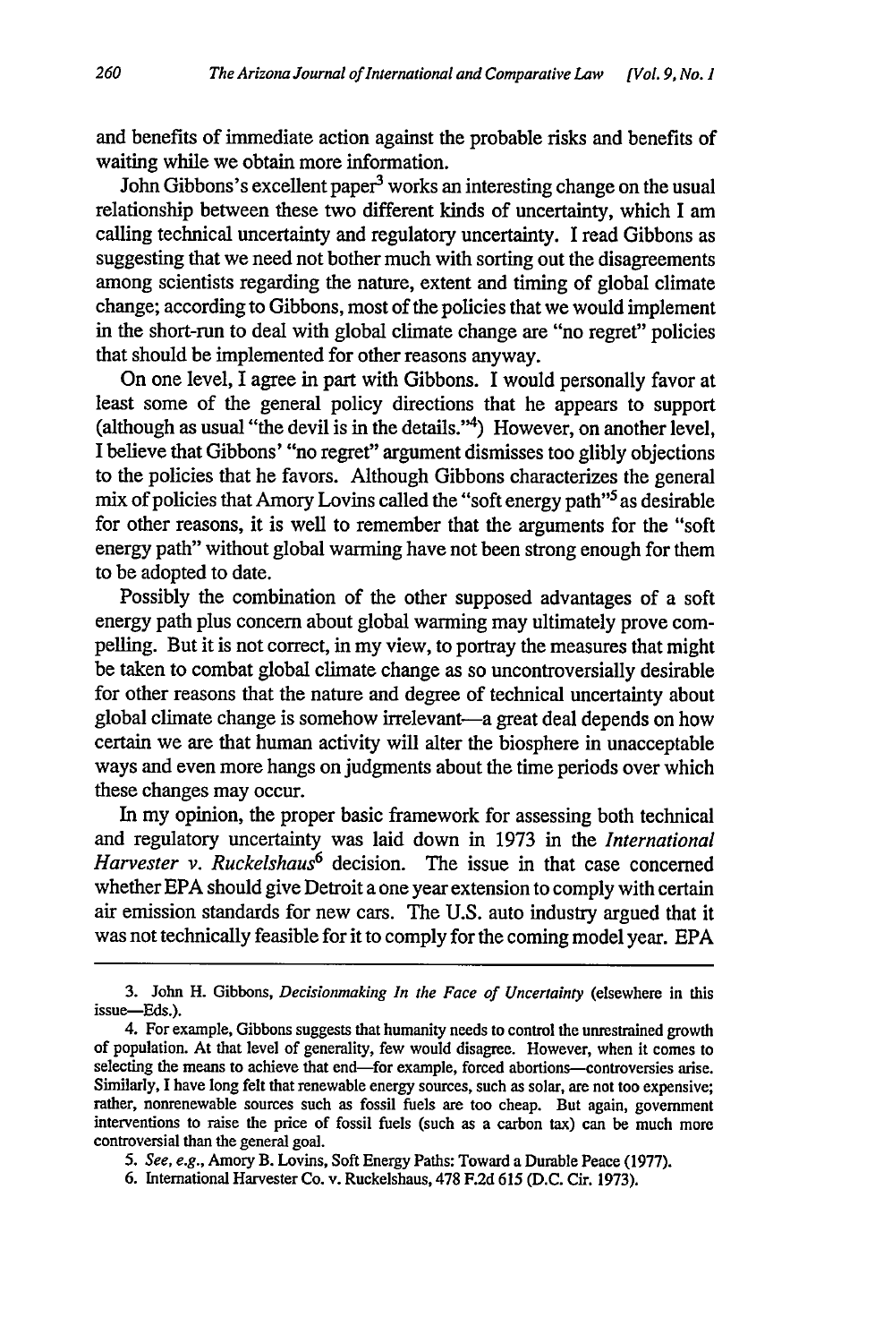and benefits of immediate action against the probable risks and benefits of waiting while we obtain more information.

John Gibbons's excellent paper[3] works an interesting change on the usual relationship between these two different kinds of uncertainty, which I am calling technical uncertainty and regulatory uncertainty. I read Gibbons as suggesting that we need not bother much with sorting out the disagreements among scientists regarding the nature, extent and timing of global climate change; according to Gibbons, most of the policies that we would implement in the short-run to deal with global climate change are "no regret" policies that should be implemented for other reasons anyway.

On one level, I agree in part with Gibbons. I would personally favor at least some of the general policy directions that he appears to support (although as usual "the devil is in the details."[4]) However, on another level, I believe that Gibbons' "no regret" argument dismisses too glibly objections to the policies that he favors. Although Gibbons characterizes the general mix of policies that Amory Lovins called the "soft energy path"[5] as desirable for other reasons, it is well to remember that the arguments for the "soft energy path" without global warming have not been strong enough for them to be adopted to date.

Possibly the combination of the other supposed advantages of a soft energy path plus concern about global warming may ultimately prove compelling. But it is not correct, in my view, to portray the measures that might be taken to combat global climate change as so uncontroversially desirable for other reasons that the nature and degree of technical uncertainty about global climate change is somehow irrelevant—a great deal depends on how certain we are that human activity will alter the biosphere in unacceptable ways and even more hangs on judgments about the time periods over which these changes may occur.

In my opinion, the proper basic framework for assessing both technical and regulatory uncertainty was laid down in 1973 in the *International Harvester v. Ruckelshaus*[6] decision. The issue in that case concerned whether EPA should give Detroit a one year extension to comply with certain air emission standards for new cars. The U.S. auto industry argued that it was not technically feasible for it to comply for the coming model year. EPA

---

3. John H. Gibbons, *Decisionmaking In the Face of Uncertainty* (elsewhere in this issue—Eds.).

4. For example, Gibbons suggests that humanity needs to control the unrestrained growth of population. At that level of generality, few would disagree. However, when it comes to selecting the means to achieve that end—for example, forced abortions—controversies arise. Similarly, I have long felt that renewable energy sources, such as solar, are not too expensive; rather, nonrenewable sources such as fossil fuels are too cheap. But again, government interventions to raise the price of fossil fuels (such as a carbon tax) can be much more controversial than the general goal.

5. *See, e.g.*, Amory B. Lovins, Soft Energy Paths: Toward a Durable Peace (1977).

6. International Harvester Co. v. Ruckelshaus, 478 F.2d 615 (D.C. Cir. 1973).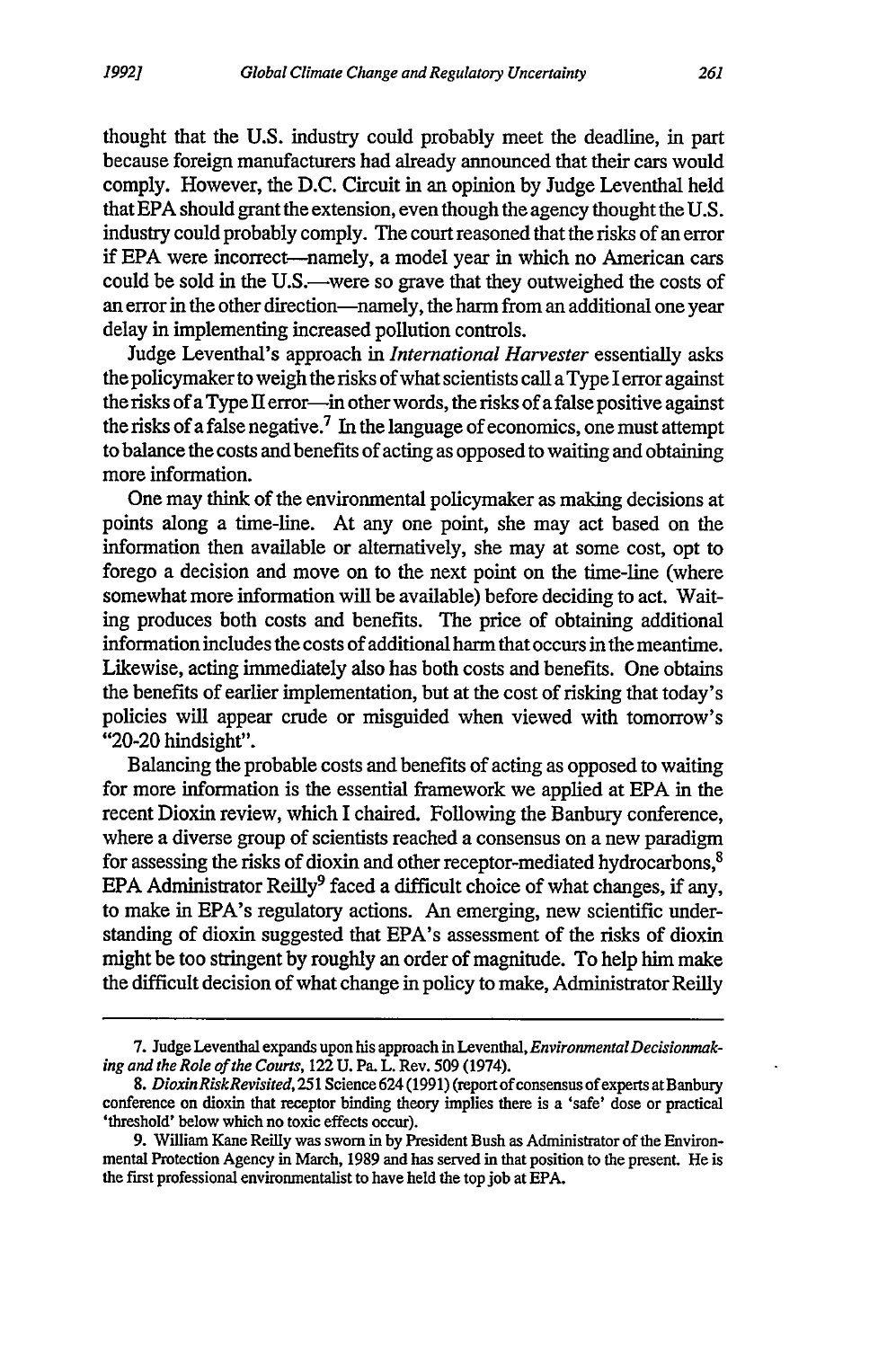thought that the U.S. industry could probably meet the deadline, in part because foreign manufacturers had already announced that their cars would comply. However, the D.C. Circuit in an opinion by Judge Leventhal held that EPA should grant the extension, even though the agency thought the U.S. industry could probably comply. The court reasoned that the risks of an error if EPA were incorrect—namely, a model year in which no American cars could be sold in the U.S.—were so grave that they outweighed the costs of an error in the other direction—namely, the harm from an additional one year delay in implementing increased pollution controls.

Judge Leventhal's approach in *International Harvester* essentially asks the policymaker to weigh the risks of what scientists call a Type I error against the risks of a Type II error—in other words, the risks of a false positive against the risks of a false negative.[7] In the language of economics, one must attempt to balance the costs and benefits of acting as opposed to waiting and obtaining more information.

One may think of the environmental policymaker as making decisions at points along a time-line. At any one point, she may act based on the information then available or alternatively, she may at some cost, opt to forego a decision and move on to the next point on the time-line (where somewhat more information will be available) before deciding to act. Waiting produces both costs and benefits. The price of obtaining additional information includes the costs of additional harm that occurs in the meantime. Likewise, acting immediately also has both costs and benefits. One obtains the benefits of earlier implementation, but at the cost of risking that today's policies will appear crude or misguided when viewed with tomorrow's "20-20 hindsight".

Balancing the probable costs and benefits of acting as opposed to waiting for more information is the essential framework we applied at EPA in the recent Dioxin review, which I chaired. Following the Banbury conference, where a diverse group of scientists reached a consensus on a new paradigm for assessing the risks of dioxin and other receptor-mediated hydrocarbons,[8] EPA Administrator Reilly[9] faced a difficult choice of what changes, if any, to make in EPA's regulatory actions. An emerging, new scientific understanding of dioxin suggested that EPA's assessment of the risks of dioxin might be too stringent by roughly an order of magnitude. To help him make the difficult decision of what change in policy to make, Administrator Reilly

---

7. Judge Leventhal expands upon his approach in Leventhal, *Environmental Decisionmaking and the Role of the Courts*, 122 U. Pa. L. Rev. 509 (1974).

8. *Dioxin Risk Revisited*, 251 Science 624 (1991) (report of consensus of experts at Banbury conference on dioxin that receptor binding theory implies there is a 'safe' dose or practical 'threshold' below which no toxic effects occur).

9. William Kane Reilly was sworn in by President Bush as Administrator of the Environmental Protection Agency in March, 1989 and has served in that position to the present. He is the first professional environmentalist to have held the top job at EPA.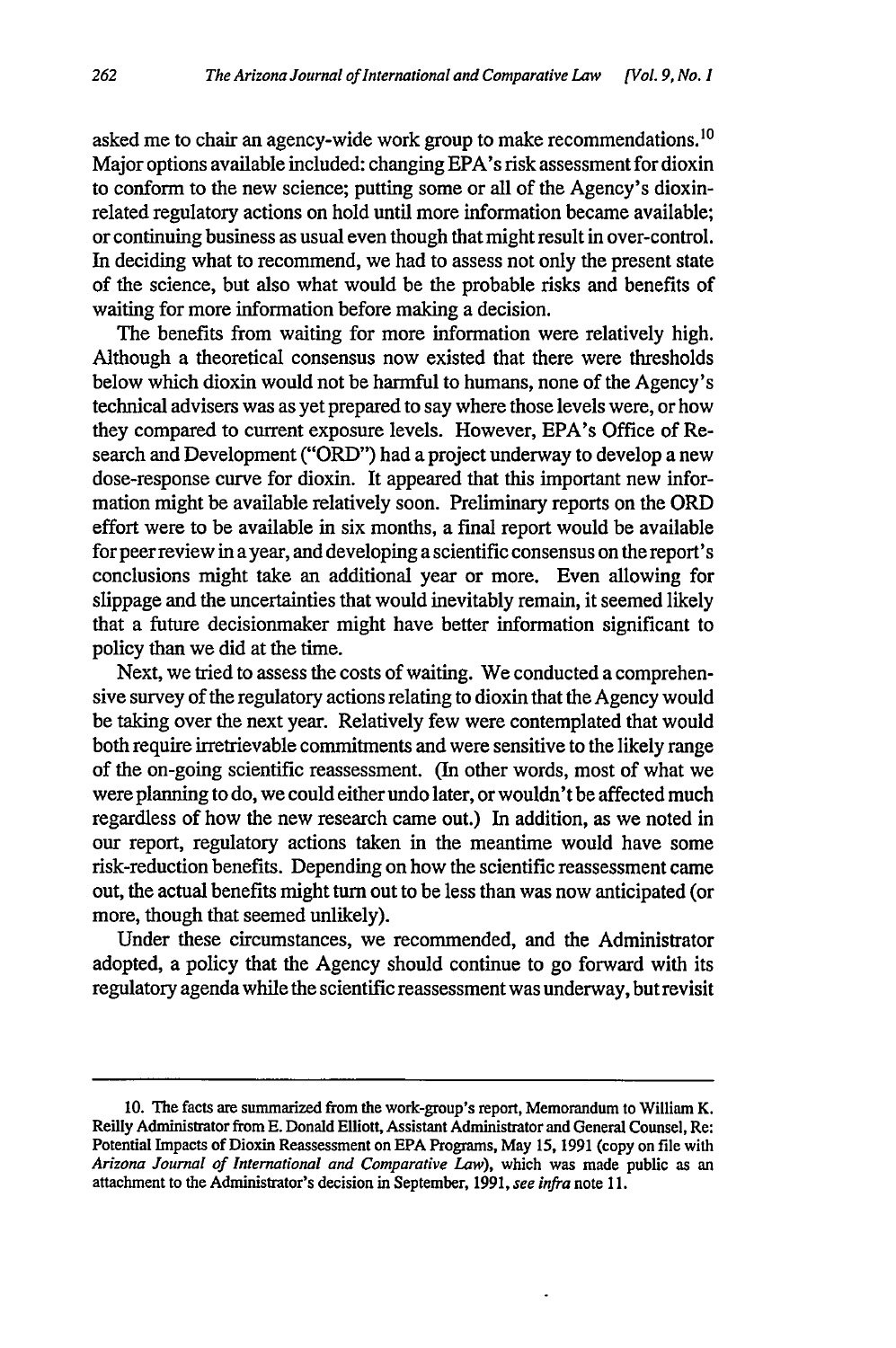asked me to chair an agency-wide work group to make recommendations.[10] Major options available included: changing EPA's risk assessment for dioxin to conform to the new science; putting some or all of the Agency's dioxin-related regulatory actions on hold until more information became available; or continuing business as usual even though that might result in over-control. In deciding what to recommend, we had to assess not only the present state of the science, but also what would be the probable risks and benefits of waiting for more information before making a decision.

The benefits from waiting for more information were relatively high. Although a theoretical consensus now existed that there were thresholds below which dioxin would not be harmful to humans, none of the Agency's technical advisers was as yet prepared to say where those levels were, or how they compared to current exposure levels. However, EPA's Office of Research and Development ("ORD") had a project underway to develop a new dose-response curve for dioxin. It appeared that this important new information might be available relatively soon. Preliminary reports on the ORD effort were to be available in six months, a final report would be available for peer review in a year, and developing a scientific consensus on the report's conclusions might take an additional year or more. Even allowing for slippage and the uncertainties that would inevitably remain, it seemed likely that a future decisionmaker might have better information significant to policy than we did at the time.

Next, we tried to assess the costs of waiting. We conducted a comprehensive survey of the regulatory actions relating to dioxin that the Agency would be taking over the next year. Relatively few were contemplated that would both require irretrievable commitments and were sensitive to the likely range of the on-going scientific reassessment. (In other words, most of what we were planning to do, we could either undo later, or wouldn't be affected much regardless of how the new research came out.) In addition, as we noted in our report, regulatory actions taken in the meantime would have some risk-reduction benefits. Depending on how the scientific reassessment came out, the actual benefits might turn out to be less than was now anticipated (or more, though that seemed unlikely).

Under these circumstances, we recommended, and the Administrator adopted, a policy that the Agency should continue to go forward with its regulatory agenda while the scientific reassessment was underway, but revisit

---

10. The facts are summarized from the work-group's report, Memorandum to William K. Reilly Administrator from E. Donald Elliott, Assistant Administrator and General Counsel, Re: Potential Impacts of Dioxin Reassessment on EPA Programs, May 15, 1991 (copy on file with *Arizona Journal of International and Comparative Law*), which was made public as an attachment to the Administrator's decision in September, 1991, *see infra* note 11.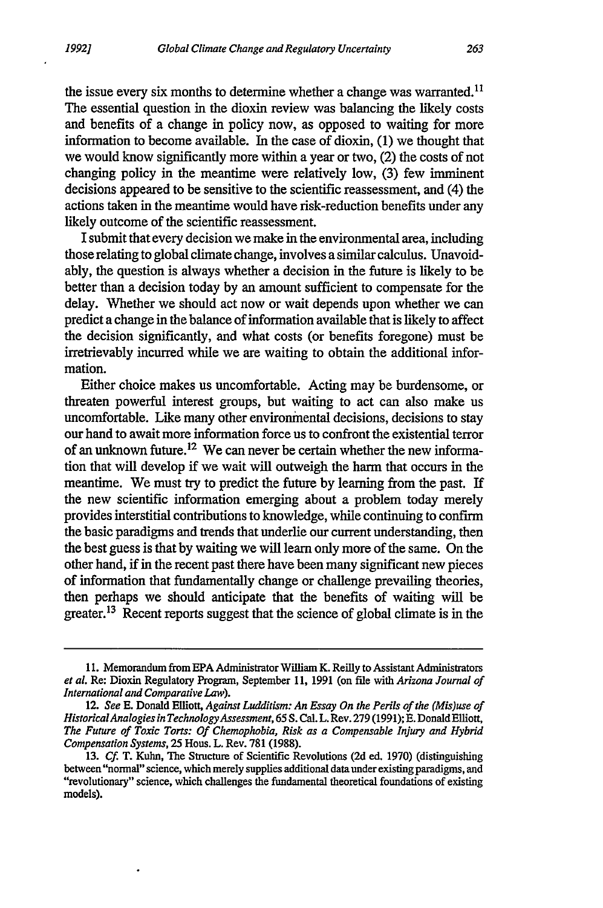the issue every six months to determine whether a change was warranted.[11] The essential question in the dioxin review was balancing the likely costs and benefits of a change in policy now, as opposed to waiting for more information to become available. In the case of dioxin, (1) we thought that we would know significantly more within a year or two, (2) the costs of not changing policy in the meantime were relatively low, (3) few imminent decisions appeared to be sensitive to the scientific reassessment, and (4) the actions taken in the meantime would have risk-reduction benefits under any likely outcome of the scientific reassessment.

I submit that every decision we make in the environmental area, including those relating to global climate change, involves a similar calculus. Unavoidably, the question is always whether a decision in the future is likely to be better than a decision today by an amount sufficient to compensate for the delay. Whether we should act now or wait depends upon whether we can predict a change in the balance of information available that is likely to affect the decision significantly, and what costs (or benefits foregone) must be irretrievably incurred while we are waiting to obtain the additional information.

Either choice makes us uncomfortable. Acting may be burdensome, or threaten powerful interest groups, but waiting to act can also make us uncomfortable. Like many other environmental decisions, decisions to stay our hand to await more information force us to confront the existential terror of an unknown future.[12] We can never be certain whether the new information that will develop if we wait will outweigh the harm that occurs in the meantime. We must try to predict the future by learning from the past. If the new scientific information emerging about a problem today merely provides interstitial contributions to knowledge, while continuing to confirm the basic paradigms and trends that underlie our current understanding, then the best guess is that by waiting we will learn only more of the same. On the other hand, if in the recent past there have been many significant new pieces of information that fundamentally change or challenge prevailing theories, then perhaps we should anticipate that the benefits of waiting will be greater.[13] Recent reports suggest that the science of global climate is in the

---

11. Memorandum from EPA Administrator William K. Reilly to Assistant Administrators *et al.* Re: Dioxin Regulatory Program, September 11, 1991 (on file with *Arizona Journal of International and Comparative Law*).

12. *See* E. Donald Elliott, *Against Ludditism: An Essay On the Perils of the (Mis)use of Historical Analogies in Technology Assessment*, 65 S. Cal. L. Rev. 279 (1991); E. Donald Elliott, *The Future of Toxic Torts: Of Chemophobia, Risk as a Compensable Injury and Hybrid Compensation Systems*, 25 Hous. L. Rev. 781 (1988).

13. *Cf.* T. Kuhn, The Structure of Scientific Revolutions (2d ed. 1970) (distinguishing between "normal" science, which merely supplies additional data under existing paradigms, and "revolutionary" science, which challenges the fundamental theoretical foundations of existing models).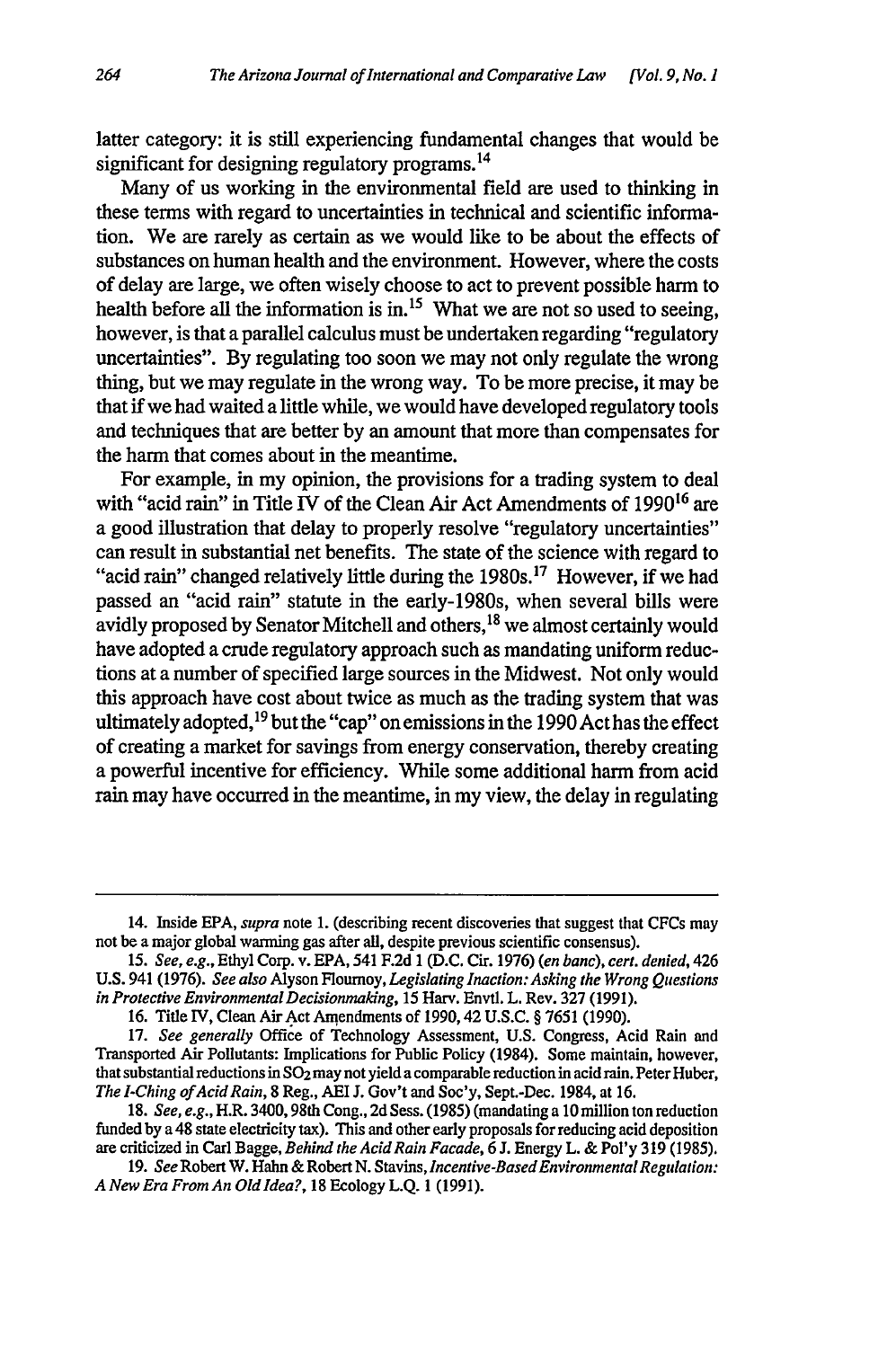latter category: it is still experiencing fundamental changes that would be significant for designing regulatory programs.[14]

Many of us working in the environmental field are used to thinking in these terms with regard to uncertainties in technical and scientific information. We are rarely as certain as we would like to be about the effects of substances on human health and the environment. However, where the costs of delay are large, we often wisely choose to act to prevent possible harm to health before all the information is in.[15] What we are not so used to seeing, however, is that a parallel calculus must be undertaken regarding "regulatory uncertainties". By regulating too soon we may not only regulate the wrong thing, but we may regulate in the wrong way. To be more precise, it may be that if we had waited a little while, we would have developed regulatory tools and techniques that are better by an amount that more than compensates for the harm that comes about in the meantime.

For example, in my opinion, the provisions for a trading system to deal with "acid rain" in Title IV of the Clean Air Act Amendments of 1990[16] are a good illustration that delay to properly resolve "regulatory uncertainties" can result in substantial net benefits. The state of the science with regard to "acid rain" changed relatively little during the 1980s.[17] However, if we had passed an "acid rain" statute in the early-1980s, when several bills were avidly proposed by Senator Mitchell and others,[18] we almost certainly would have adopted a crude regulatory approach such as mandating uniform reductions at a number of specified large sources in the Midwest. Not only would this approach have cost about twice as much as the trading system that was ultimately adopted,[19] but the "cap" on emissions in the 1990 Act has the effect of creating a market for savings from energy conservation, thereby creating a powerful incentive for efficiency. While some additional harm from acid rain may have occurred in the meantime, in my view, the delay in regulating

---

14. Inside EPA, *supra* note 1. (describing recent discoveries that suggest that CFCs may not be a major global warming gas after all, despite previous scientific consensus).

15. *See, e.g.*, Ethyl Corp. v. EPA, 541 F.2d 1 (D.C. Cir. 1976) (*en banc*), *cert. denied*, 426 U.S. 941 (1976). *See also* Alyson Flournoy, *Legislating Inaction: Asking the Wrong Questions in Protective Environmental Decisionmaking*, 15 Harv. Envtl. L. Rev. 327 (1991).

16. Title IV, Clean Air Act Amendments of 1990, 42 U.S.C. § 7651 (1990).

17. *See generally* Office of Technology Assessment, U.S. Congress, Acid Rain and Transported Air Pollutants: Implications for Public Policy (1984). Some maintain, however, that substantial reductions in $SO_2$ may not yield a comparable reduction in acid rain. Peter Huber, *The I-Ching of Acid Rain*, 8 Reg., AEI J. Gov't and Soc'y, Sept.-Dec. 1984, at 16.

18. *See, e.g.*, H.R. 3400, 98th Cong., 2d Sess. (1985) (mandating a 10 million ton reduction funded by a 48 state electricity tax). This and other early proposals for reducing acid deposition are criticized in Carl Bagge, *Behind the Acid Rain Facade*, 6 J. Energy L. & Pol'y 319 (1985).

19. *See* Robert W. Hahn & Robert N. Stavins, *Incentive-Based Environmental Regulation: A New Era From An Old Idea?*, 18 Ecology L.Q. 1 (1991).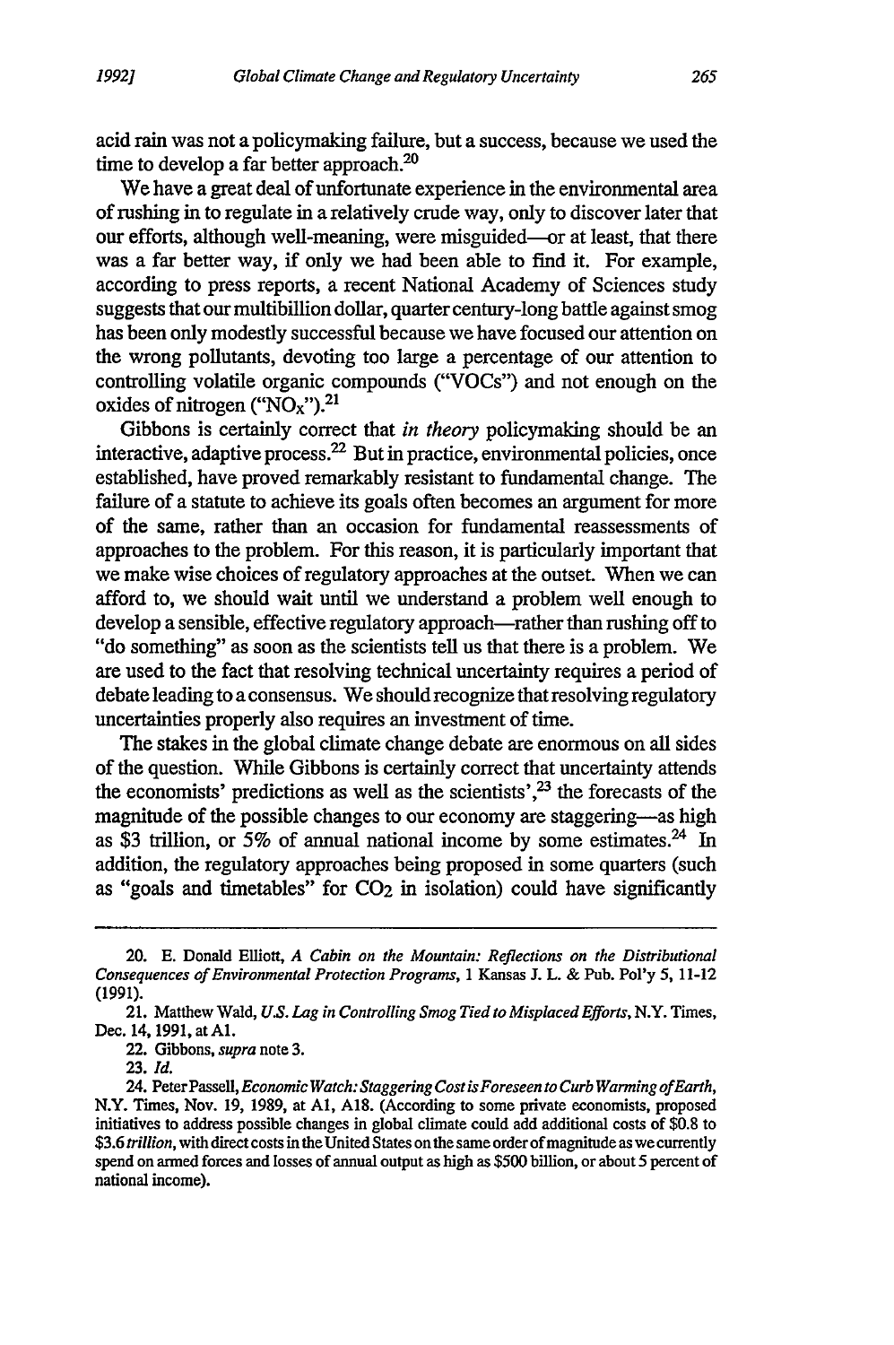acid rain was not a policymaking failure, but a success, because we used the time to develop a far better approach.[20]

We have a great deal of unfortunate experience in the environmental area of rushing in to regulate in a relatively crude way, only to discover later that our efforts, although well-meaning, were misguided—or at least, that there was a far better way, if only we had been able to find it. For example, according to press reports, a recent National Academy of Sciences study suggests that our multibillion dollar, quarter century-long battle against smog has been only modestly successful because we have focused our attention on the wrong pollutants, devoting too large a percentage of our attention to controlling volatile organic compounds ("VOCs") and not enough on the oxides of nitrogen ("$NO_X$").[21]

Gibbons is certainly correct that *in theory* policymaking should be an interactive, adaptive process.[22] But in practice, environmental policies, once established, have proved remarkably resistant to fundamental change. The failure of a statute to achieve its goals often becomes an argument for more of the same, rather than an occasion for fundamental reassessments of approaches to the problem. For this reason, it is particularly important that we make wise choices of regulatory approaches at the outset. When we can afford to, we should wait until we understand a problem well enough to develop a sensible, effective regulatory approach—rather than rushing off to "do something" as soon as the scientists tell us that there is a problem. We are used to the fact that resolving technical uncertainty requires a period of debate leading to a consensus. We should recognize that resolving regulatory uncertainties properly also requires an investment of time.

The stakes in the global climate change debate are enormous on all sides of the question. While Gibbons is certainly correct that uncertainty attends the economists' predictions as well as the scientists',[23] the forecasts of the magnitude of the possible changes to our economy are staggering—as high as $3 trillion, or 5% of annual national income by some estimates.[24] In addition, the regulatory approaches being proposed in some quarters (such as "goals and timetables" for $CO_2$ in isolation) could have significantly

---

20. E. Donald Elliott, *A Cabin on the Mountain: Reflections on the Distributional Consequences of Environmental Protection Programs*, 1 Kansas J. L. & Pub. Pol'y 5, 11-12 (1991).

21. Matthew Wald, *U.S. Lag in Controlling Smog Tied to Misplaced Efforts*, N.Y. Times, Dec. 14, 1991, at A1.

22. Gibbons, *supra* note 3.

23. *Id.*

24. Peter Passell, *Economic Watch: Staggering Cost is Foreseen to Curb Warming of Earth*, N.Y. Times, Nov. 19, 1989, at A1, A18. (According to some private economists, proposed initiatives to address possible changes in global climate could add additional costs of $0.8 to $3.6 *trillion*, with direct costs in the United States on the same order of magnitude as we currently spend on armed forces and losses of annual output as high as $500 billion, or about 5 percent of national income).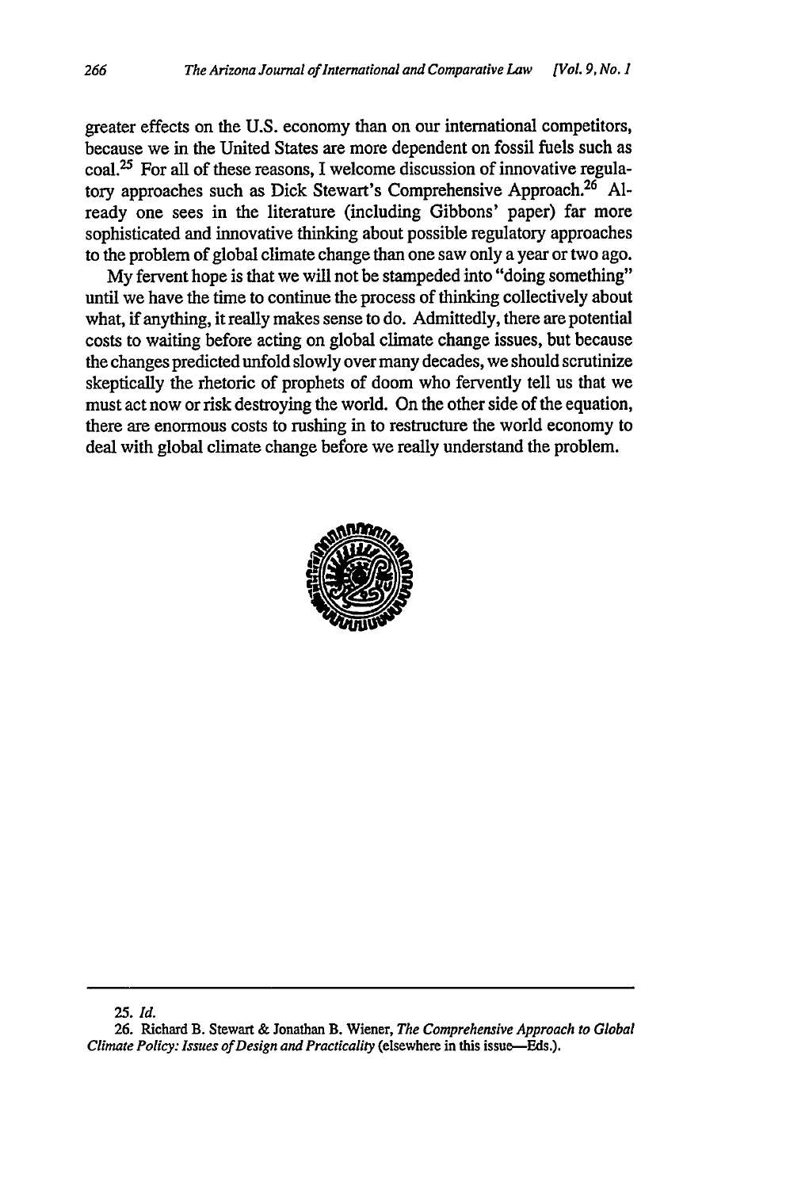greater effects on the U.S. economy than on our international competitors, because we in the United States are more dependent on fossil fuels such as coal.[25] For all of these reasons, I welcome discussion of innovative regulatory approaches such as Dick Stewart's Comprehensive Approach.[26] Already one sees in the literature (including Gibbons' paper) far more sophisticated and innovative thinking about possible regulatory approaches to the problem of global climate change than one saw only a year or two ago.

My fervent hope is that we will not be stampeded into "doing something" until we have the time to continue the process of thinking collectively about what, if anything, it really makes sense to do. Admittedly, there are potential costs to waiting before acting on global climate change issues, but because the changes predicted unfold slowly over many decades, we should scrutinize skeptically the rhetoric of prophets of doom who fervently tell us that we must act now or risk destroying the world. On the other side of the equation, there are enormous costs to rushing in to restructure the world economy to deal with global climate change before we really understand the problem.

---

25. *Id.*

26. Richard B. Stewart & Jonathan B. Wiener, *The Comprehensive Approach to Global Climate Policy: Issues of Design and Practicality* (elsewhere in this issue—Eds.).